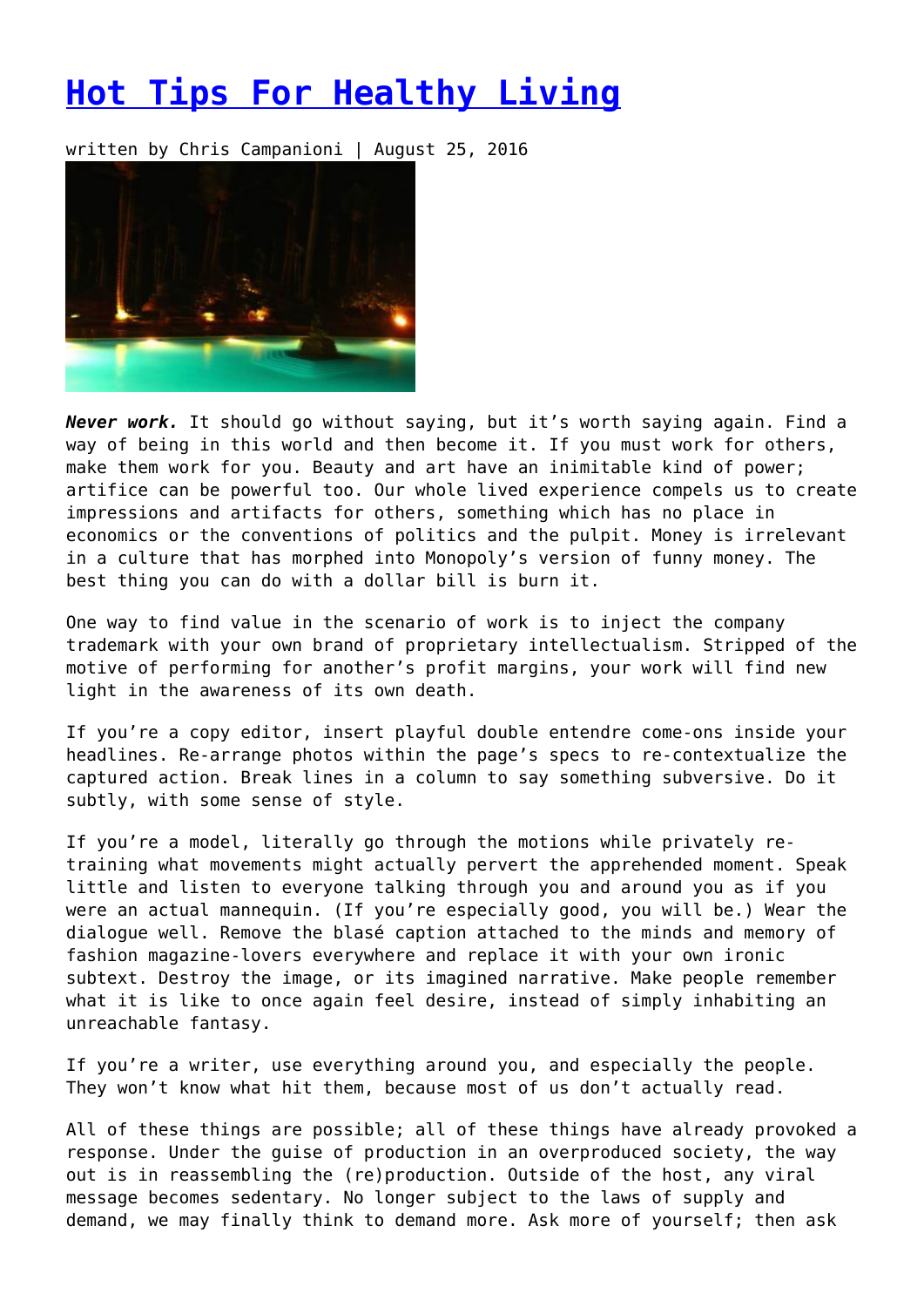# Hot Tips For Healthy Living

written by Chris Campanioni | August 25, 2016

***Never work.*** It should go without saying, but it's worth saying again. Find a way of being in this world and then become it. If you must work for others, make them work for you. Beauty and art have an inimitable kind of power; artifice can be powerful too. Our whole lived experience compels us to create impressions and artifacts for others, something which has no place in economics or the conventions of politics and the pulpit. Money is irrelevant in a culture that has morphed into Monopoly's version of funny money. The best thing you can do with a dollar bill is burn it.

One way to find value in the scenario of work is to inject the company trademark with your own brand of proprietary intellectualism. Stripped of the motive of performing for another's profit margins, your work will find new light in the awareness of its own death.

If you're a copy editor, insert playful double entendre come-ons inside your headlines. Re-arrange photos within the page's specs to re-contextualize the captured action. Break lines in a column to say something subversive. Do it subtly, with some sense of style.

If you're a model, literally go through the motions while privately re-training what movements might actually pervert the apprehended moment. Speak little and listen to everyone talking through you and around you as if you were an actual mannequin. (If you're especially good, you will be.) Wear the dialogue well. Remove the blasé caption attached to the minds and memory of fashion magazine-lovers everywhere and replace it with your own ironic subtext. Destroy the image, or its imagined narrative. Make people remember what it is like to once again feel desire, instead of simply inhabiting an unreachable fantasy.

If you're a writer, use everything around you, and especially the people. They won't know what hit them, because most of us don't actually read.

All of these things are possible; all of these things have already provoked a response. Under the guise of production in an overproduced society, the way out is in reassembling the (re)production. Outside of the host, any viral message becomes sedentary. No longer subject to the laws of supply and demand, we may finally think to demand more. Ask more of yourself; then ask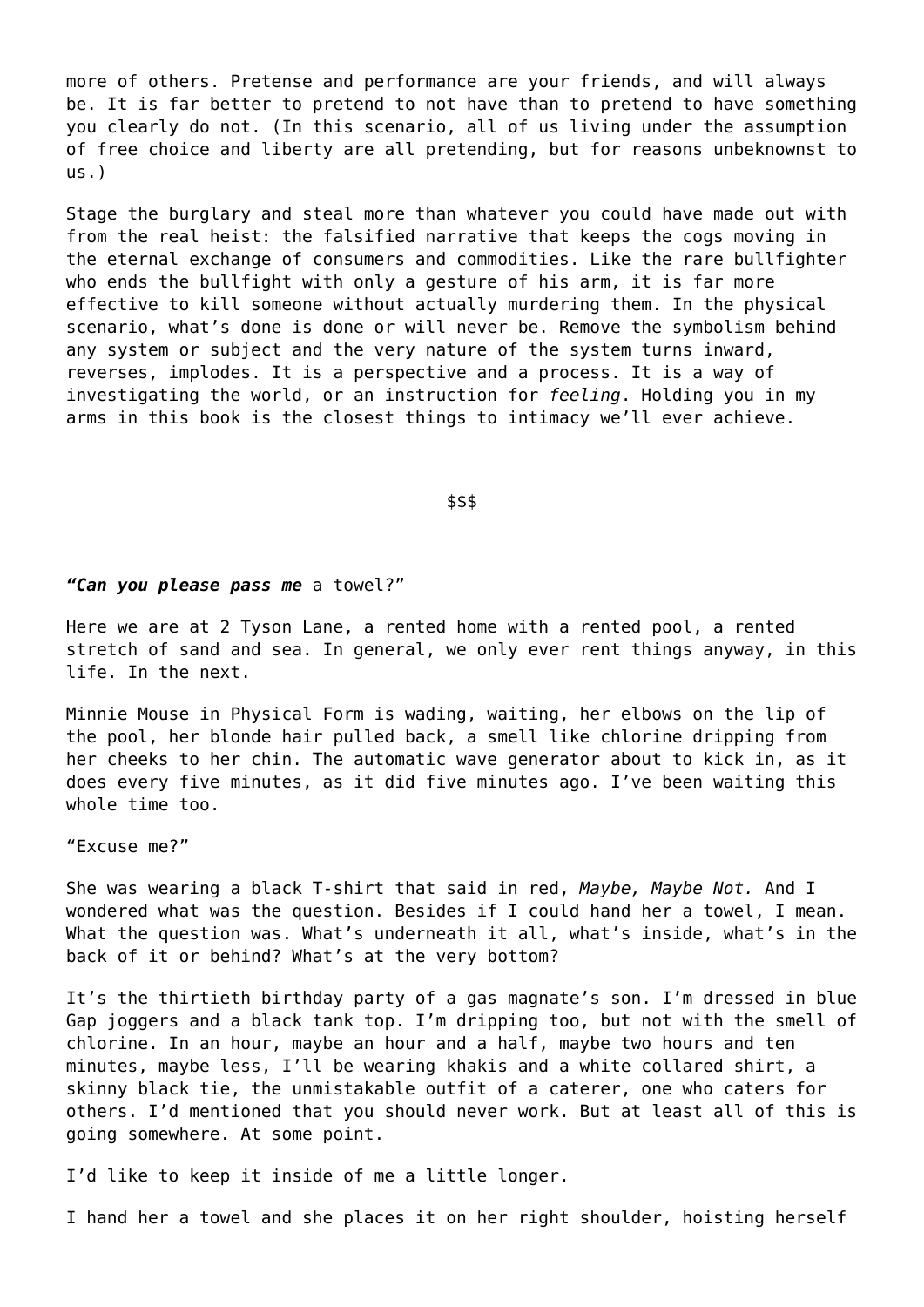more of others. Pretense and performance are your friends, and will always be. It is far better to pretend to not have than to pretend to have something you clearly do not. (In this scenario, all of us living under the assumption of free choice and liberty are all pretending, but for reasons unbeknownst to us.)

Stage the burglary and steal more than whatever you could have made out with from the real heist: the falsified narrative that keeps the cogs moving in the eternal exchange of consumers and commodities. Like the rare bullfighter who ends the bullfight with only a gesture of his arm, it is far more effective to kill someone without actually murdering them. In the physical scenario, what's done is done or will never be. Remove the symbolism behind any system or subject and the very nature of the system turns inward, reverses, implodes. It is a perspective and a process. It is a way of investigating the world, or an instruction for *feeling*. Holding you in my arms in this book is the closest things to intimacy we'll ever achieve.

$$$

***"Can you please pass me*** a towel?"

Here we are at 2 Tyson Lane, a rented home with a rented pool, a rented stretch of sand and sea. In general, we only ever rent things anyway, in this life. In the next.

Minnie Mouse in Physical Form is wading, waiting, her elbows on the lip of the pool, her blonde hair pulled back, a smell like chlorine dripping from her cheeks to her chin. The automatic wave generator about to kick in, as it does every five minutes, as it did five minutes ago. I've been waiting this whole time too.

"Excuse me?"

She was wearing a black T-shirt that said in red, *Maybe, Maybe Not.* And I wondered what was the question. Besides if I could hand her a towel, I mean. What the question was. What's underneath it all, what's inside, what's in the back of it or behind? What's at the very bottom?

It's the thirtieth birthday party of a gas magnate's son. I'm dressed in blue Gap joggers and a black tank top. I'm dripping too, but not with the smell of chlorine. In an hour, maybe an hour and a half, maybe two hours and ten minutes, maybe less, I'll be wearing khakis and a white collared shirt, a skinny black tie, the unmistakable outfit of a caterer, one who caters for others. I'd mentioned that you should never work. But at least all of this is going somewhere. At some point.

I'd like to keep it inside of me a little longer.

I hand her a towel and she places it on her right shoulder, hoisting herself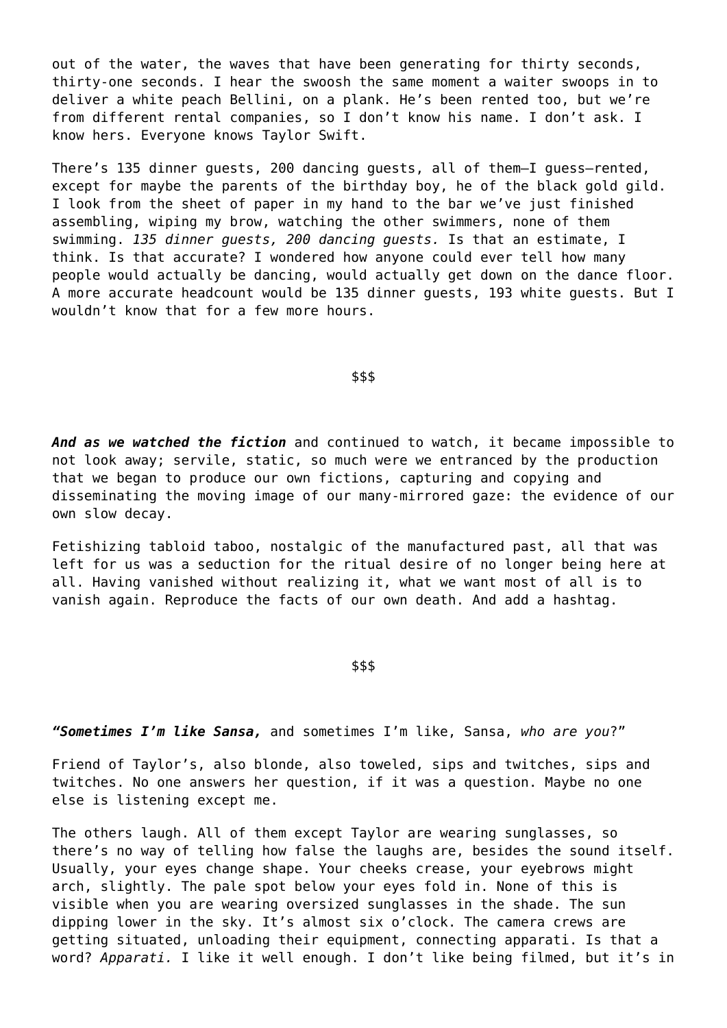out of the water, the waves that have been generating for thirty seconds, thirty-one seconds. I hear the swoosh the same moment a waiter swoops in to deliver a white peach Bellini, on a plank. He's been rented too, but we're from different rental companies, so I don't know his name. I don't ask. I know hers. Everyone knows Taylor Swift.

There's 135 dinner guests, 200 dancing guests, all of them—I guess—rented, except for maybe the parents of the birthday boy, he of the black gold gild. I look from the sheet of paper in my hand to the bar we've just finished assembling, wiping my brow, watching the other swimmers, none of them swimming. *135 dinner guests, 200 dancing guests.* Is that an estimate, I think. Is that accurate? I wondered how anyone could ever tell how many people would actually be dancing, would actually get down on the dance floor. A more accurate headcount would be 135 dinner guests, 193 white guests. But I wouldn't know that for a few more hours.

$$$

***And as we watched the fiction*** and continued to watch, it became impossible to not look away; servile, static, so much were we entranced by the production that we began to produce our own fictions, capturing and copying and disseminating the moving image of our many-mirrored gaze: the evidence of our own slow decay.

Fetishizing tabloid taboo, nostalgic of the manufactured past, all that was left for us was a seduction for the ritual desire of no longer being here at all. Having vanished without realizing it, what we want most of all is to vanish again. Reproduce the facts of our own death. And add a hashtag.

$$$

***"Sometimes I'm like Sansa,*** and sometimes I'm like, Sansa, *who are you*?"

Friend of Taylor's, also blonde, also toweled, sips and twitches, sips and twitches. No one answers her question, if it was a question. Maybe no one else is listening except me.

The others laugh. All of them except Taylor are wearing sunglasses, so there's no way of telling how false the laughs are, besides the sound itself. Usually, your eyes change shape. Your cheeks crease, your eyebrows might arch, slightly. The pale spot below your eyes fold in. None of this is visible when you are wearing oversized sunglasses in the shade. The sun dipping lower in the sky. It's almost six o'clock. The camera crews are getting situated, unloading their equipment, connecting apparati. Is that a word? *Apparati.* I like it well enough. I don't like being filmed, but it's in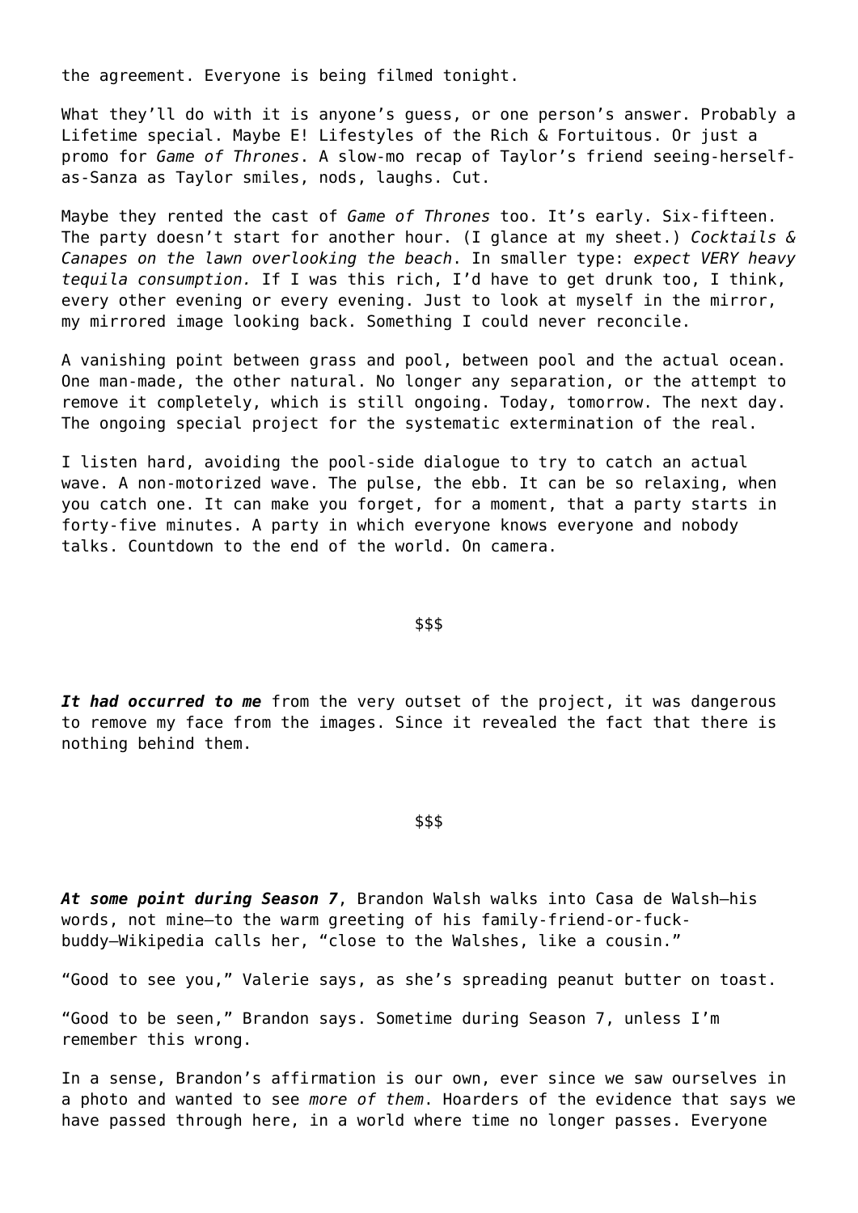the agreement. Everyone is being filmed tonight.

What they'll do with it is anyone's guess, or one person's answer. Probably a Lifetime special. Maybe E! Lifestyles of the Rich & Fortuitous. Or just a promo for *Game of Thrones*. A slow-mo recap of Taylor's friend seeing-herself-as-Sanza as Taylor smiles, nods, laughs. Cut.

Maybe they rented the cast of *Game of Thrones* too. It's early. Six-fifteen. The party doesn't start for another hour. (I glance at my sheet.) *Cocktails & Canapes on the lawn overlooking the beach*. In smaller type: *expect VERY heavy tequila consumption.* If I was this rich, I'd have to get drunk too, I think, every other evening or every evening. Just to look at myself in the mirror, my mirrored image looking back. Something I could never reconcile.

A vanishing point between grass and pool, between pool and the actual ocean. One man-made, the other natural. No longer any separation, or the attempt to remove it completely, which is still ongoing. Today, tomorrow. The next day. The ongoing special project for the systematic extermination of the real.

I listen hard, avoiding the pool-side dialogue to try to catch an actual wave. A non-motorized wave. The pulse, the ebb. It can be so relaxing, when you catch one. It can make you forget, for a moment, that a party starts in forty-five minutes. A party in which everyone knows everyone and nobody talks. Countdown to the end of the world. On camera.

$$$

***It had occurred to me*** from the very outset of the project, it was dangerous to remove my face from the images. Since it revealed the fact that there is nothing behind them.

$$$

***At some point during Season 7***, Brandon Walsh walks into Casa de Walsh—his words, not mine—to the warm greeting of his family-friend-or-fuck-buddy—Wikipedia calls her, "close to the Walshes, like a cousin."

"Good to see you," Valerie says, as she's spreading peanut butter on toast.

"Good to be seen," Brandon says. Sometime during Season 7, unless I'm remember this wrong.

In a sense, Brandon's affirmation is our own, ever since we saw ourselves in a photo and wanted to see *more of them*. Hoarders of the evidence that says we have passed through here, in a world where time no longer passes. Everyone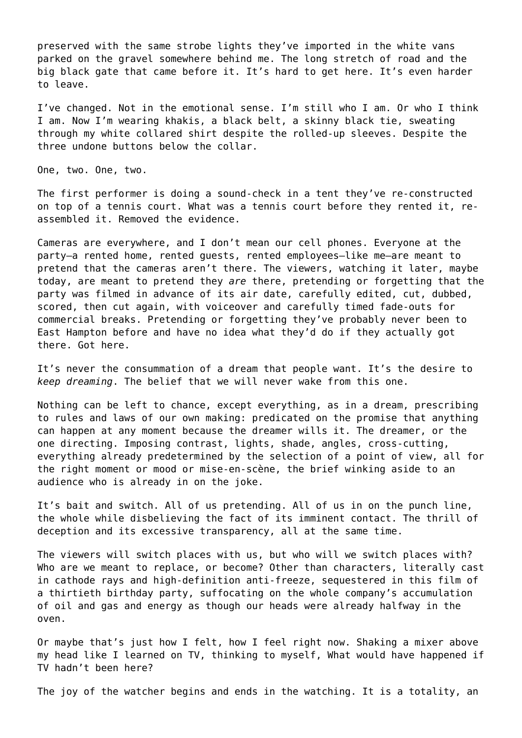preserved with the same strobe lights they've imported in the white vans parked on the gravel somewhere behind me. The long stretch of road and the big black gate that came before it. It's hard to get here. It's even harder to leave.

I've changed. Not in the emotional sense. I'm still who I am. Or who I think I am. Now I'm wearing khakis, a black belt, a skinny black tie, sweating through my white collared shirt despite the rolled-up sleeves. Despite the three undone buttons below the collar.

One, two. One, two.

The first performer is doing a sound-check in a tent they've re-constructed on top of a tennis court. What was a tennis court before they rented it, re-assembled it. Removed the evidence.

Cameras are everywhere, and I don't mean our cell phones. Everyone at the party—a rented home, rented guests, rented employees—like me—are meant to pretend that the cameras aren't there. The viewers, watching it later, maybe today, are meant to pretend they *are* there, pretending or forgetting that the party was filmed in advance of its air date, carefully edited, cut, dubbed, scored, then cut again, with voiceover and carefully timed fade-outs for commercial breaks. Pretending or forgetting they've probably never been to East Hampton before and have no idea what they'd do if they actually got there. Got here.

It's never the consummation of a dream that people want. It's the desire to *keep dreaming*. The belief that we will never wake from this one.

Nothing can be left to chance, except everything, as in a dream, prescribing to rules and laws of our own making: predicated on the promise that anything can happen at any moment because the dreamer wills it. The dreamer, or the one directing. Imposing contrast, lights, shade, angles, cross-cutting, everything already predetermined by the selection of a point of view, all for the right moment or mood or mise-en-scène, the brief winking aside to an audience who is already in on the joke.

It's bait and switch. All of us pretending. All of us in on the punch line, the whole while disbelieving the fact of its imminent contact. The thrill of deception and its excessive transparency, all at the same time.

The viewers will switch places with us, but who will we switch places with? Who are we meant to replace, or become? Other than characters, literally cast in cathode rays and high-definition anti-freeze, sequestered in this film of a thirtieth birthday party, suffocating on the whole company's accumulation of oil and gas and energy as though our heads were already halfway in the oven.

Or maybe that's just how I felt, how I feel right now. Shaking a mixer above my head like I learned on TV, thinking to myself, What would have happened if TV hadn't been here?

The joy of the watcher begins and ends in the watching. It is a totality, an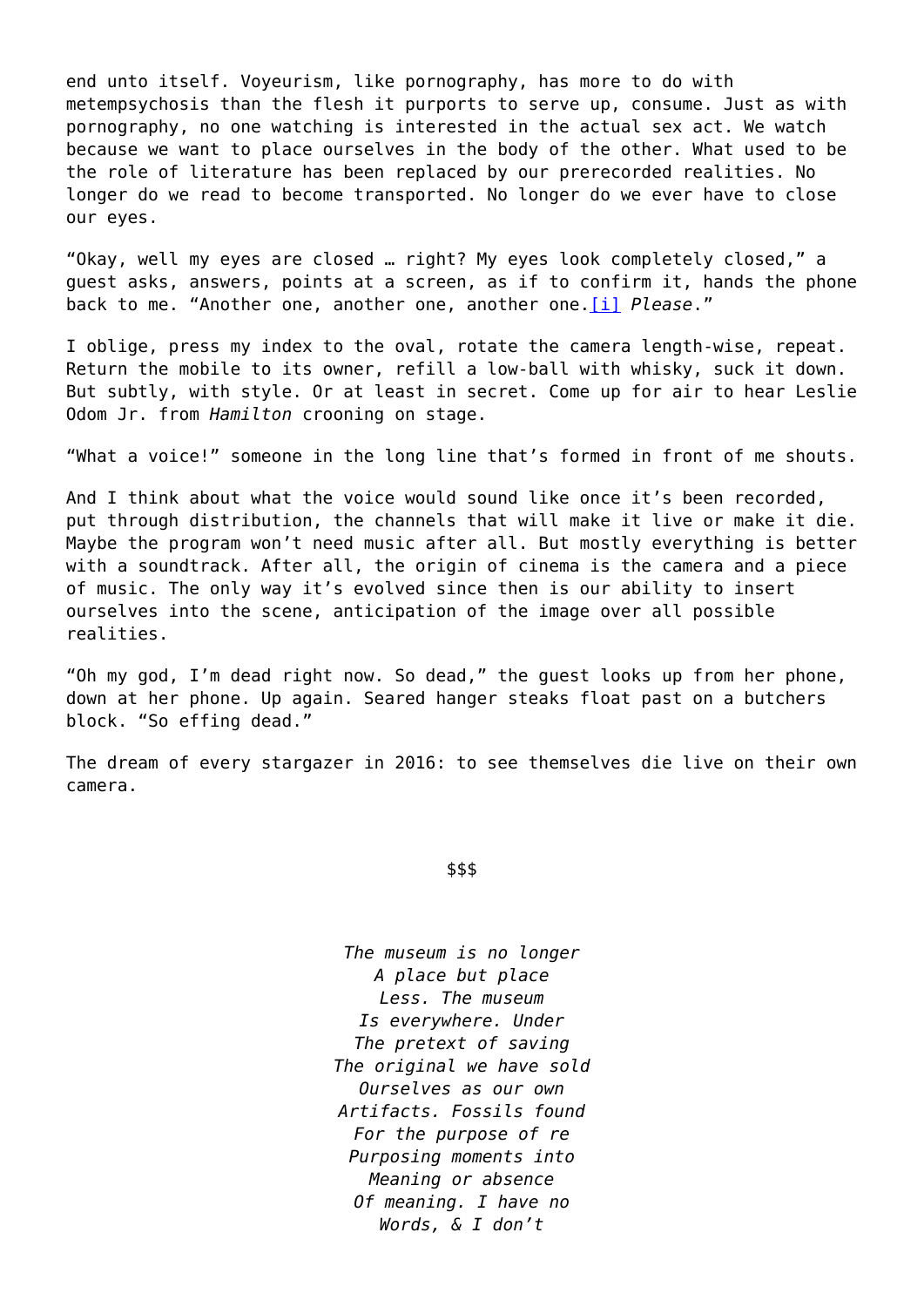end unto itself. Voyeurism, like pornography, has more to do with metempsychosis than the flesh it purports to serve up, consume. Just as with pornography, no one watching is interested in the actual sex act. We watch because we want to place ourselves in the body of the other. What used to be the role of literature has been replaced by our prerecorded realities. No longer do we read to become transported. No longer do we ever have to close our eyes.

"Okay, well my eyes are closed … right? My eyes look completely closed," a guest asks, answers, points at a screen, as if to confirm it, hands the phone back to me. "Another one, another one, another one.[i] *Please*."

I oblige, press my index to the oval, rotate the camera length-wise, repeat. Return the mobile to its owner, refill a low-ball with whisky, suck it down. But subtly, with style. Or at least in secret. Come up for air to hear Leslie Odom Jr. from *Hamilton* crooning on stage.

"What a voice!" someone in the long line that's formed in front of me shouts.

And I think about what the voice would sound like once it's been recorded, put through distribution, the channels that will make it live or make it die. Maybe the program won't need music after all. But mostly everything is better with a soundtrack. After all, the origin of cinema is the camera and a piece of music. The only way it's evolved since then is our ability to insert ourselves into the scene, anticipation of the image over all possible realities.

"Oh my god, I'm dead right now. So dead," the guest looks up from her phone, down at her phone. Up again. Seared hanger steaks float past on a butchers block. "So effing dead."

The dream of every stargazer in 2016: to see themselves die live on their own camera.

$$$

*The museum is no longer*  
*A place but place*  
*Less. The museum*  
*Is everywhere. Under*  
*The pretext of saving*  
*The original we have sold*  
*Ourselves as our own*  
*Artifacts. Fossils found*  
*For the purpose of re*  
*Purposing moments into*  
*Meaning or absence*  
*Of meaning. I have no*  
*Words, & I don't*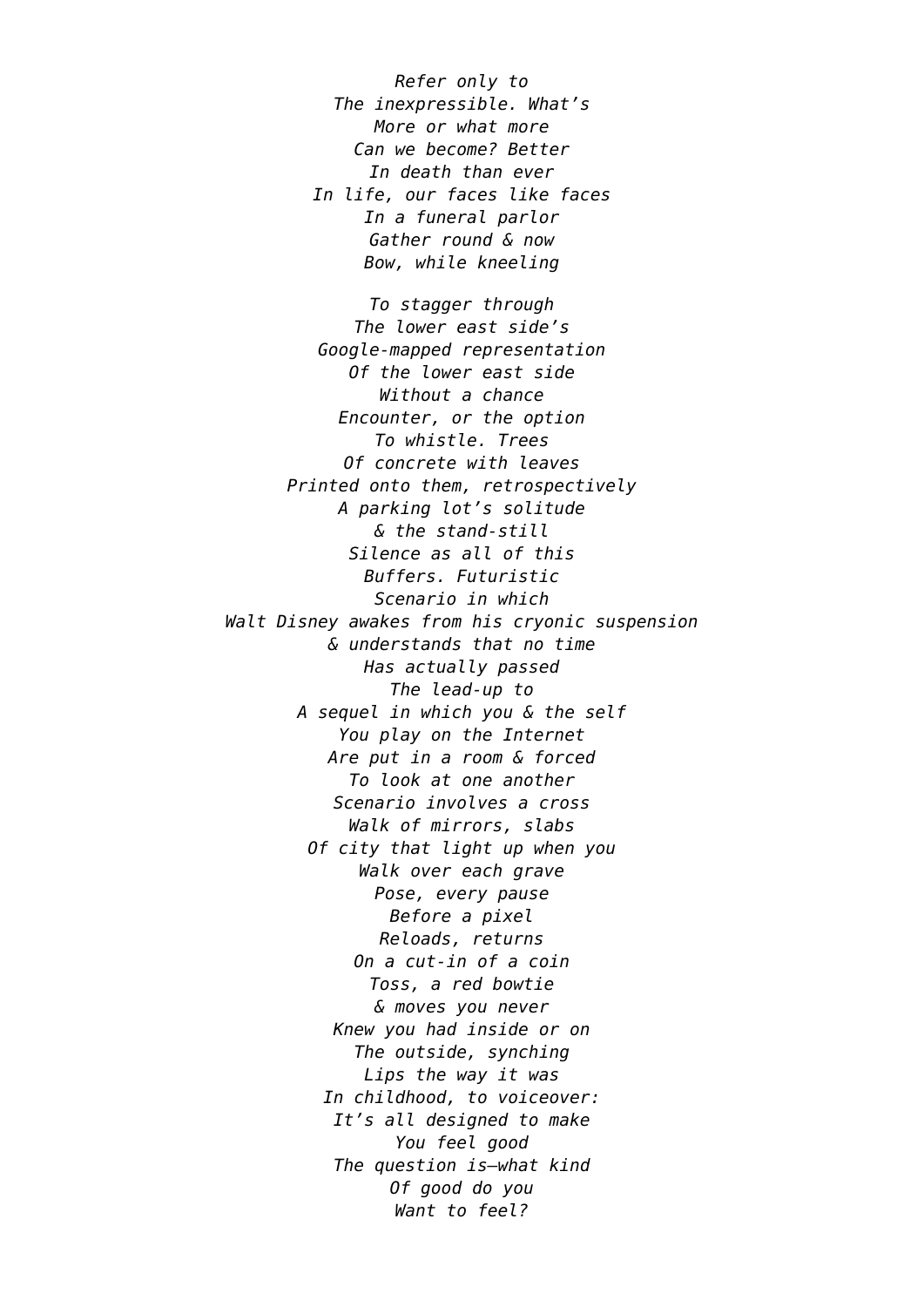*Refer only to*
*The inexpressible. What's*
*More or what more*
*Can we become? Better*
*In death than ever*
*In life, our faces like faces*
*In a funeral parlor*
*Gather round & now*
*Bow, while kneeling*

*To stagger through*
*The lower east side's*
*Google-mapped representation*
*Of the lower east side*
*Without a chance*
*Encounter, or the option*
*To whistle. Trees*
*Of concrete with leaves*
*Printed onto them, retrospectively*
*A parking lot's solitude*
*& the stand-still*
*Silence as all of this*
*Buffers. Futuristic*
*Scenario in which*
*Walt Disney awakes from his cryonic suspension*
*& understands that no time*
*Has actually passed*
*The lead-up to*
*A sequel in which you & the self*
*You play on the Internet*
*Are put in a room & forced*
*To look at one another*
*Scenario involves a cross*
*Walk of mirrors, slabs*
*Of city that light up when you*
*Walk over each grave*
*Pose, every pause*
*Before a pixel*
*Reloads, returns*
*On a cut-in of a coin*
*Toss, a red bowtie*
*& moves you never*
*Knew you had inside or on*
*The outside, synching*
*Lips the way it was*
*In childhood, to voiceover:*
*It's all designed to make*
*You feel good*
*The question is—what kind*
*Of good do you*
*Want to feel?*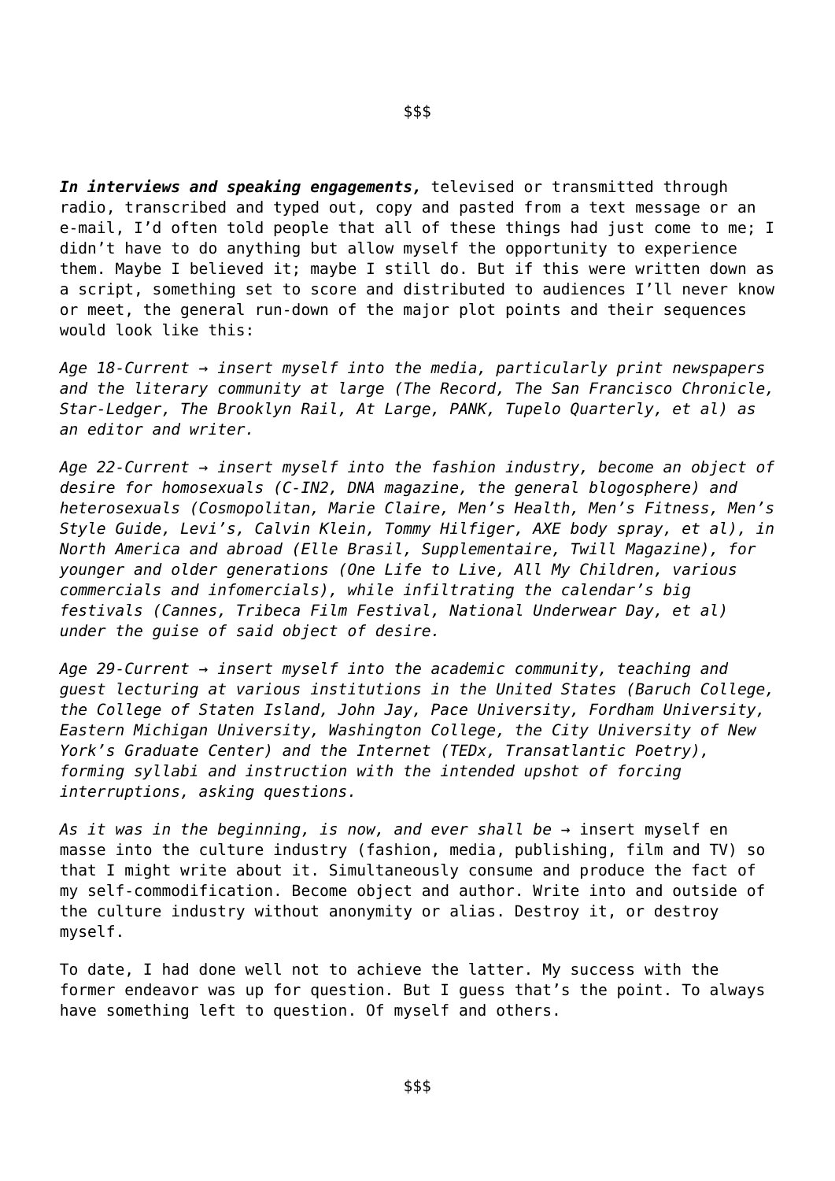$$$

***In interviews and speaking engagements,*** televised or transmitted through radio, transcribed and typed out, copy and pasted from a text message or an e-mail, I'd often told people that all of these things had just come to me; I didn't have to do anything but allow myself the opportunity to experience them. Maybe I believed it; maybe I still do. But if this were written down as a script, something set to score and distributed to audiences I'll never know or meet, the general run-down of the major plot points and their sequences would look like this:

*Age 18-Current → insert myself into the media, particularly print newspapers and the literary community at large (The Record, The San Francisco Chronicle, Star-Ledger, The Brooklyn Rail, At Large, PANK, Tupelo Quarterly, et al) as an editor and writer.*

*Age 22-Current → insert myself into the fashion industry, become an object of desire for homosexuals (C-IN2, DNA magazine, the general blogosphere) and heterosexuals (Cosmopolitan, Marie Claire, Men's Health, Men's Fitness, Men's Style Guide, Levi's, Calvin Klein, Tommy Hilfiger, AXE body spray, et al), in North America and abroad (Elle Brasil, Supplementaire, Twill Magazine), for younger and older generations (One Life to Live, All My Children, various commercials and infomercials), while infiltrating the calendar's big festivals (Cannes, Tribeca Film Festival, National Underwear Day, et al) under the guise of said object of desire.*

*Age 29-Current → insert myself into the academic community, teaching and guest lecturing at various institutions in the United States (Baruch College, the College of Staten Island, John Jay, Pace University, Fordham University, Eastern Michigan University, Washington College, the City University of New York's Graduate Center) and the Internet (TEDx, Transatlantic Poetry), forming syllabi and instruction with the intended upshot of forcing interruptions, asking questions.*

*As it was in the beginning, is now, and ever shall be →* insert myself en masse into the culture industry (fashion, media, publishing, film and TV) so that I might write about it. Simultaneously consume and produce the fact of my self-commodification. Become object and author. Write into and outside of the culture industry without anonymity or alias. Destroy it, or destroy myself.

To date, I had done well not to achieve the latter. My success with the former endeavor was up for question. But I guess that's the point. To always have something left to question. Of myself and others.

$$$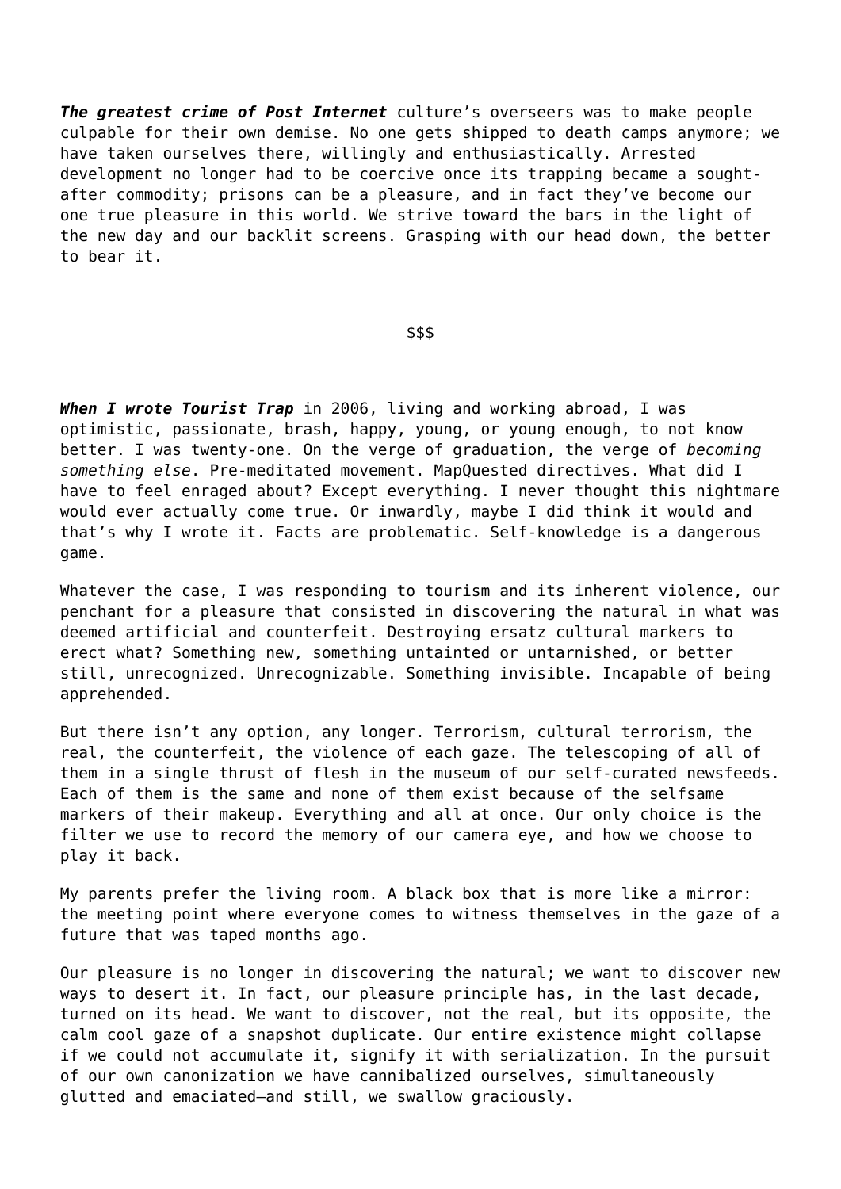***The greatest crime of Post Internet*** culture's overseers was to make people culpable for their own demise. No one gets shipped to death camps anymore; we have taken ourselves there, willingly and enthusiastically. Arrested development no longer had to be coercive once its trapping became a sought-after commodity; prisons can be a pleasure, and in fact they've become our one true pleasure in this world. We strive toward the bars in the light of the new day and our backlit screens. Grasping with our head down, the better to bear it.

$$$

***When I wrote Tourist Trap*** in 2006, living and working abroad, I was optimistic, passionate, brash, happy, young, or young enough, to not know better. I was twenty-one. On the verge of graduation, the verge of *becoming something else*. Pre-meditated movement. MapQuested directives. What did I have to feel enraged about? Except everything. I never thought this nightmare would ever actually come true. Or inwardly, maybe I did think it would and that's why I wrote it. Facts are problematic. Self-knowledge is a dangerous game.

Whatever the case, I was responding to tourism and its inherent violence, our penchant for a pleasure that consisted in discovering the natural in what was deemed artificial and counterfeit. Destroying ersatz cultural markers to erect what? Something new, something untainted or untarnished, or better still, unrecognized. Unrecognizable. Something invisible. Incapable of being apprehended.

But there isn't any option, any longer. Terrorism, cultural terrorism, the real, the counterfeit, the violence of each gaze. The telescoping of all of them in a single thrust of flesh in the museum of our self-curated newsfeeds. Each of them is the same and none of them exist because of the selfsame markers of their makeup. Everything and all at once. Our only choice is the filter we use to record the memory of our camera eye, and how we choose to play it back.

My parents prefer the living room. A black box that is more like a mirror: the meeting point where everyone comes to witness themselves in the gaze of a future that was taped months ago.

Our pleasure is no longer in discovering the natural; we want to discover new ways to desert it. In fact, our pleasure principle has, in the last decade, turned on its head. We want to discover, not the real, but its opposite, the calm cool gaze of a snapshot duplicate. Our entire existence might collapse if we could not accumulate it, signify it with serialization. In the pursuit of our own canonization we have cannibalized ourselves, simultaneously glutted and emaciated—and still, we swallow graciously.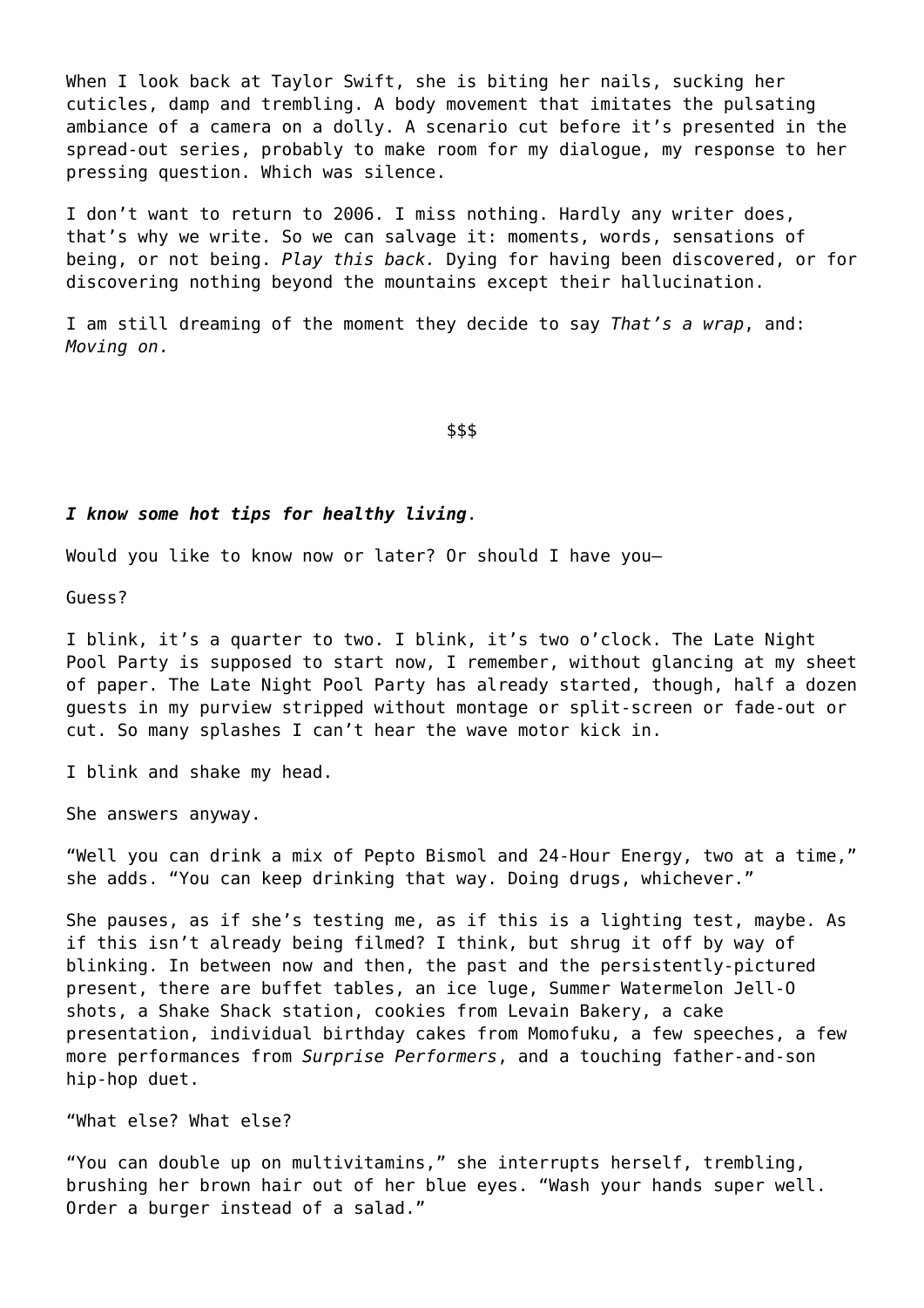When I look back at Taylor Swift, she is biting her nails, sucking her cuticles, damp and trembling. A body movement that imitates the pulsating ambiance of a camera on a dolly. A scenario cut before it's presented in the spread-out series, probably to make room for my dialogue, my response to her pressing question. Which was silence.

I don't want to return to 2006. I miss nothing. Hardly any writer does, that's why we write. So we can salvage it: moments, words, sensations of being, or not being. *Play this back.* Dying for having been discovered, or for discovering nothing beyond the mountains except their hallucination.

I am still dreaming of the moment they decide to say *That's a wrap*, and: *Moving on*.

$$$

***I know some hot tips for healthy living***.

Would you like to know now or later? Or should I have you—

Guess?

I blink, it's a quarter to two. I blink, it's two o'clock. The Late Night Pool Party is supposed to start now, I remember, without glancing at my sheet of paper. The Late Night Pool Party has already started, though, half a dozen guests in my purview stripped without montage or split-screen or fade-out or cut. So many splashes I can't hear the wave motor kick in.

I blink and shake my head.

She answers anyway.

"Well you can drink a mix of Pepto Bismol and 24-Hour Energy, two at a time," she adds. "You can keep drinking that way. Doing drugs, whichever."

She pauses, as if she's testing me, as if this is a lighting test, maybe. As if this isn't already being filmed? I think, but shrug it off by way of blinking. In between now and then, the past and the persistently-pictured present, there are buffet tables, an ice luge, Summer Watermelon Jell-O shots, a Shake Shack station, cookies from Levain Bakery, a cake presentation, individual birthday cakes from Momofuku, a few speeches, a few more performances from *Surprise Performers*, and a touching father-and-son hip-hop duet.

"What else? What else?

"You can double up on multivitamins," she interrupts herself, trembling, brushing her brown hair out of her blue eyes. "Wash your hands super well. Order a burger instead of a salad."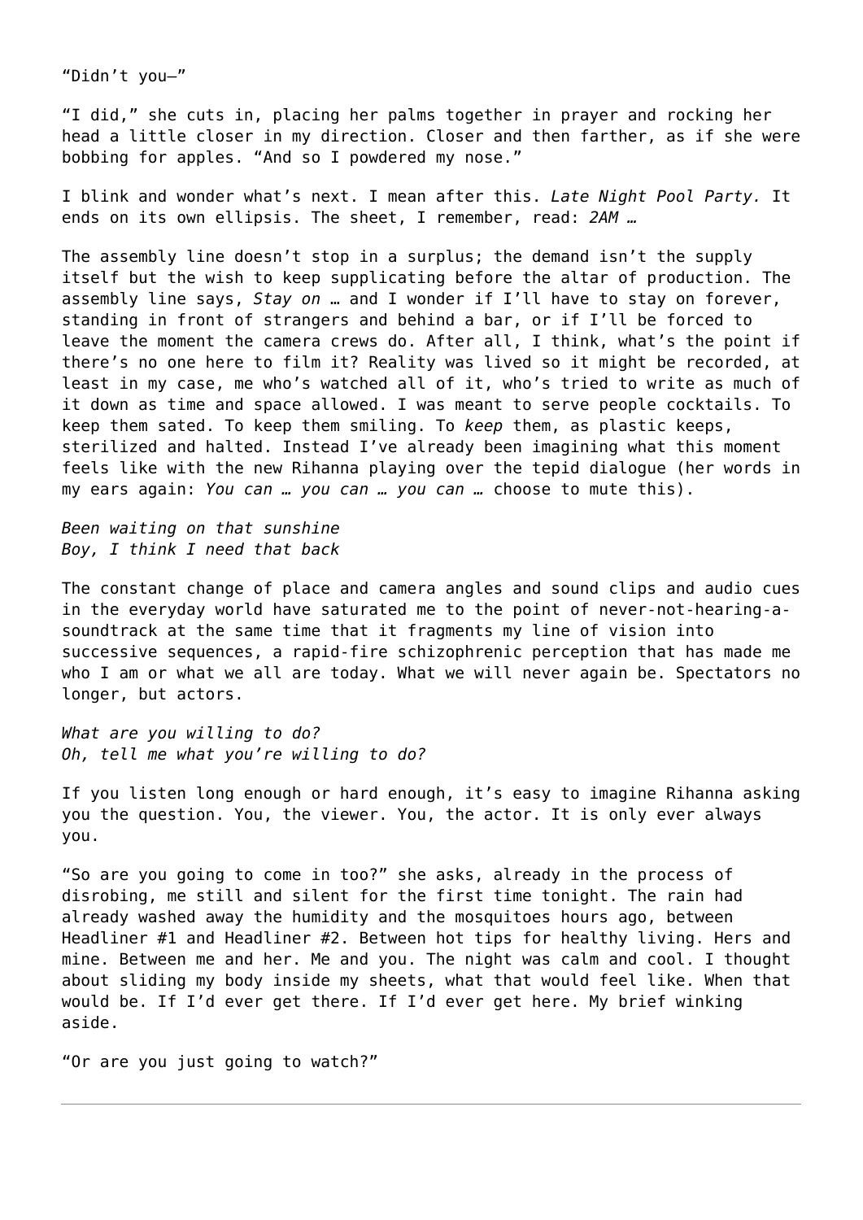"Didn't you—"

"I did," she cuts in, placing her palms together in prayer and rocking her head a little closer in my direction. Closer and then farther, as if she were bobbing for apples. "And so I powdered my nose."

I blink and wonder what's next. I mean after this. *Late Night Pool Party.* It ends on its own ellipsis. The sheet, I remember, read: *2AM …*

The assembly line doesn't stop in a surplus; the demand isn't the supply itself but the wish to keep supplicating before the altar of production. The assembly line says, *Stay on* … and I wonder if I'll have to stay on forever, standing in front of strangers and behind a bar, or if I'll be forced to leave the moment the camera crews do. After all, I think, what's the point if there's no one here to film it? Reality was lived so it might be recorded, at least in my case, me who's watched all of it, who's tried to write as much of it down as time and space allowed. I was meant to serve people cocktails. To keep them sated. To keep them smiling. To *keep* them, as plastic keeps, sterilized and halted. Instead I've already been imagining what this moment feels like with the new Rihanna playing over the tepid dialogue (her words in my ears again: *You can … you can … you can …* choose to mute this).

*Been waiting on that sunshine*
*Boy, I think I need that back*

The constant change of place and camera angles and sound clips and audio cues in the everyday world have saturated me to the point of never-not-hearing-a-soundtrack at the same time that it fragments my line of vision into successive sequences, a rapid-fire schizophrenic perception that has made me who I am or what we all are today. What we will never again be. Spectators no longer, but actors.

*What are you willing to do?*
*Oh, tell me what you're willing to do?*

If you listen long enough or hard enough, it's easy to imagine Rihanna asking you the question. You, the viewer. You, the actor. It is only ever always you.

"So are you going to come in too?" she asks, already in the process of disrobing, me still and silent for the first time tonight. The rain had already washed away the humidity and the mosquitoes hours ago, between Headliner #1 and Headliner #2. Between hot tips for healthy living. Hers and mine. Between me and her. Me and you. The night was calm and cool. I thought about sliding my body inside my sheets, what that would feel like. When that would be. If I'd ever get there. If I'd ever get here. My brief winking aside.

"Or are you just going to watch?"

---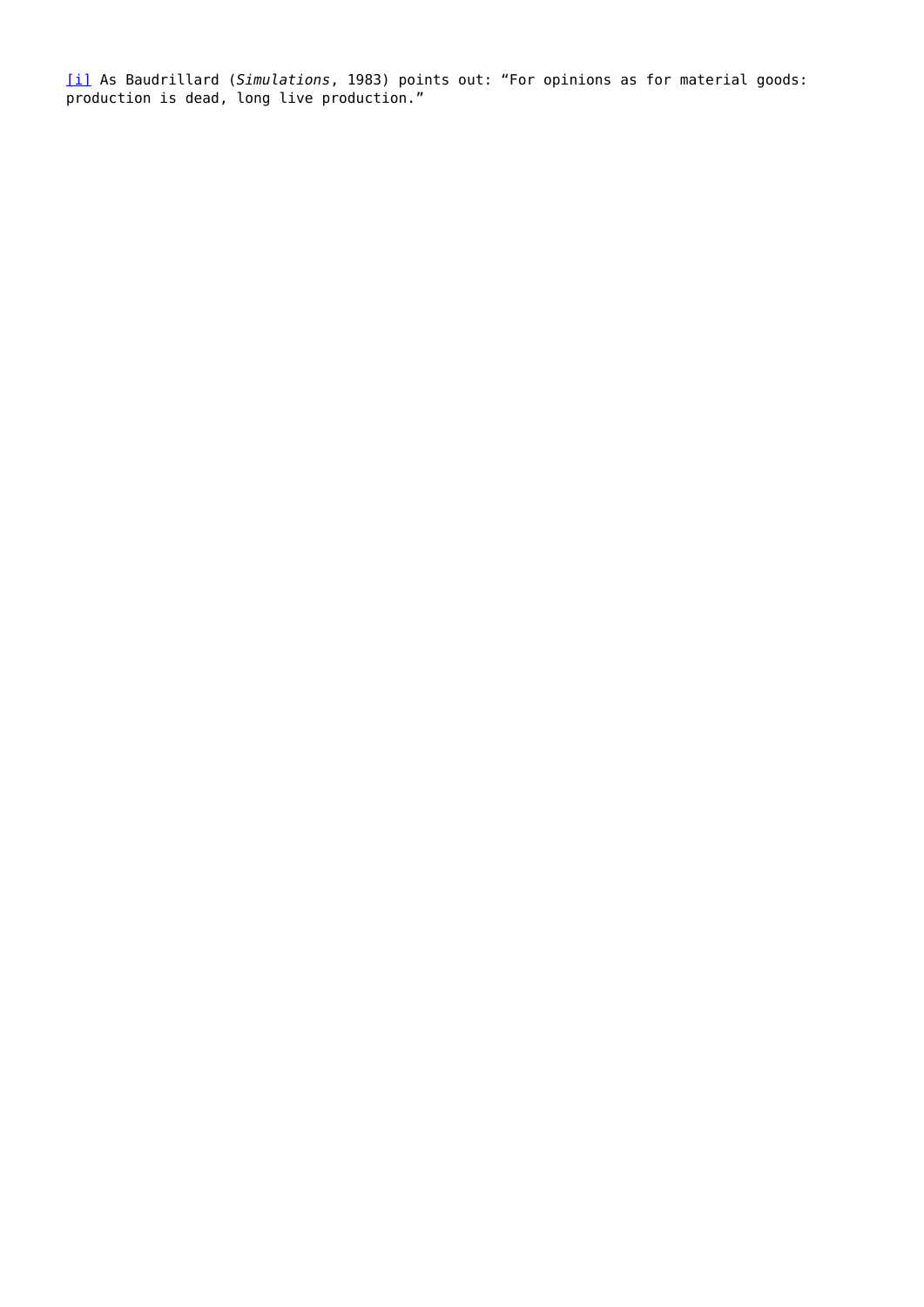[i] As Baudrillard (*Simulations*, 1983) points out: “For opinions as for material goods: production is dead, long live production.”